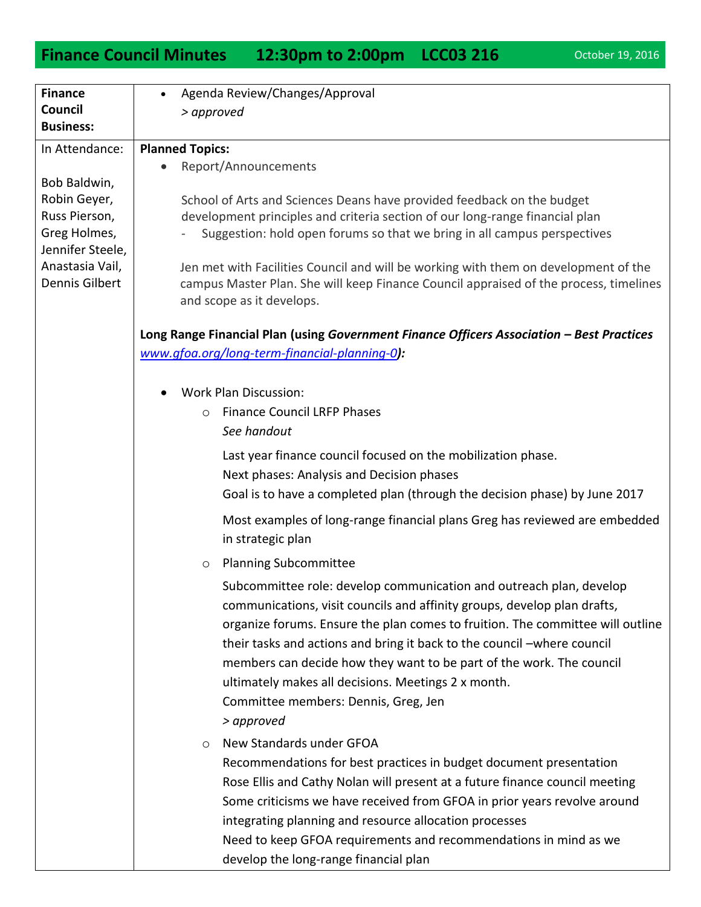# Finance Council Minutes 12:30pm to 2:00pm LCC03 216

October 19, 2016

| Finance Council Business: | • Agenda Review/Changes/Approval<br>*> approved* |
|---|---|
| In Attendance:<br><br>Bob Baldwin, Robin Geyer, Russ Pierson, Greg Holmes, Jennifer Steele, Anastasia Vail, Dennis Gilbert | **Planned Topics:**<br>• Report/Announcements<br><br>School of Arts and Sciences Deans have provided feedback on the budget development principles and criteria section of our long-range financial plan<br>- Suggestion: hold open forums so that we bring in all campus perspectives<br><br>Jen met with Facilities Council and will be working with them on development of the campus Master Plan. She will keep Finance Council appraised of the process, timelines and scope as it develops.<br><br>**Long Range Financial Plan (using *Government Finance Officers Association – Best Practices* www.gfoa.org/long-term-financial-planning-0):**<br><br>• Work Plan Discussion:<br>o Finance Council LRFP Phases<br>*See handout*<br><br>Last year finance council focused on the mobilization phase.<br>Next phases: Analysis and Decision phases<br>Goal is to have a completed plan (through the decision phase) by June 2017<br><br>Most examples of long-range financial plans Greg has reviewed are embedded in strategic plan<br><br>o Planning Subcommittee<br><br>Subcommittee role: develop communication and outreach plan, develop communications, visit councils and affinity groups, develop plan drafts, organize forums. Ensure the plan comes to fruition. The committee will outline their tasks and actions and bring it back to the council –where council members can decide how they want to be part of the work. The council ultimately makes all decisions. Meetings 2 x month.<br>Committee members: Dennis, Greg, Jen<br>*> approved*<br><br>o New Standards under GFOA<br>Recommendations for best practices in budget document presentation<br>Rose Ellis and Cathy Nolan will present at a future finance council meeting<br>Some criticisms we have received from GFOA in prior years revolve around integrating planning and resource allocation processes<br>Need to keep GFOA requirements and recommendations in mind as we develop the long-range financial plan |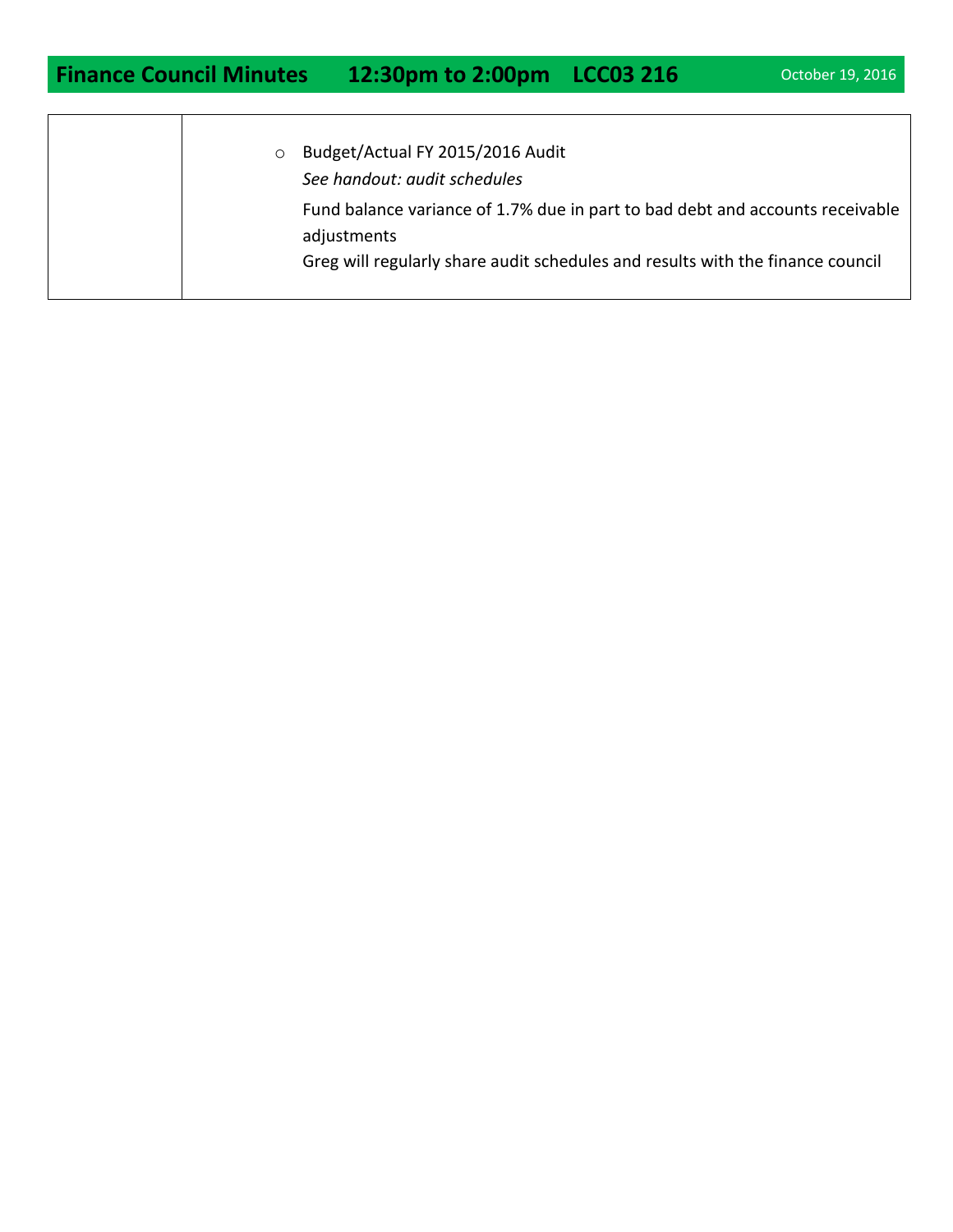| | |
|---|---|
| | - Budget/Actual FY 2015/2016 Audit<br>*See handout: audit schedules*<br>Fund balance variance of 1.7% due in part to bad debt and accounts receivable adjustments<br>Greg will regularly share audit schedules and results with the finance council |